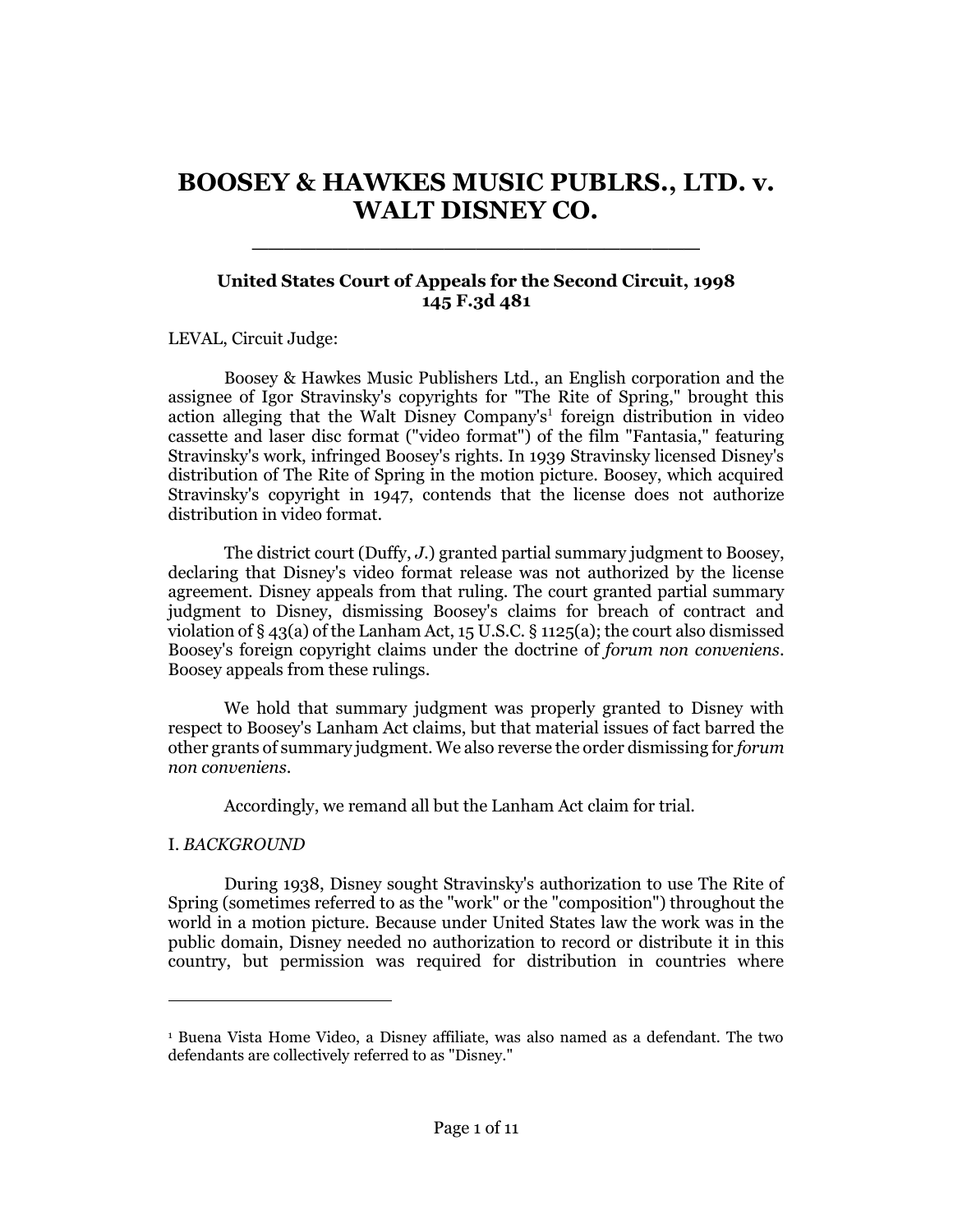# BOOSEY & HAWKES MUSIC PUBLRS., LTD. v. WALT DISNEY CO.

**United States Court of Appeals for the Second Circuit, 1998**
**145 F.3d 481**

LEVAL, Circuit Judge:

Boosey & Hawkes Music Publishers Ltd., an English corporation and the assignee of Igor Stravinsky's copyrights for "The Rite of Spring," brought this action alleging that the Walt Disney Company's[1] foreign distribution in video cassette and laser disc format ("video format") of the film "Fantasia," featuring Stravinsky's work, infringed Boosey's rights. In 1939 Stravinsky licensed Disney's distribution of The Rite of Spring in the motion picture. Boosey, which acquired Stravinsky's copyright in 1947, contends that the license does not authorize distribution in video format.

The district court (Duffy, *J.*) granted partial summary judgment to Boosey, declaring that Disney's video format release was not authorized by the license agreement. Disney appeals from that ruling. The court granted partial summary judgment to Disney, dismissing Boosey's claims for breach of contract and violation of § 43(a) of the Lanham Act, 15 U.S.C. § 1125(a); the court also dismissed Boosey's foreign copyright claims under the doctrine of *forum non conveniens*. Boosey appeals from these rulings.

We hold that summary judgment was properly granted to Disney with respect to Boosey's Lanham Act claims, but that material issues of fact barred the other grants of summary judgment. We also reverse the order dismissing for *forum non conveniens*.

Accordingly, we remand all but the Lanham Act claim for trial.

I. *BACKGROUND*

During 1938, Disney sought Stravinsky's authorization to use The Rite of Spring (sometimes referred to as the "work" or the "composition") throughout the world in a motion picture. Because under United States law the work was in the public domain, Disney needed no authorization to record or distribute it in this country, but permission was required for distribution in countries where

---

[1] Buena Vista Home Video, a Disney affiliate, was also named as a defendant. The two defendants are collectively referred to as "Disney."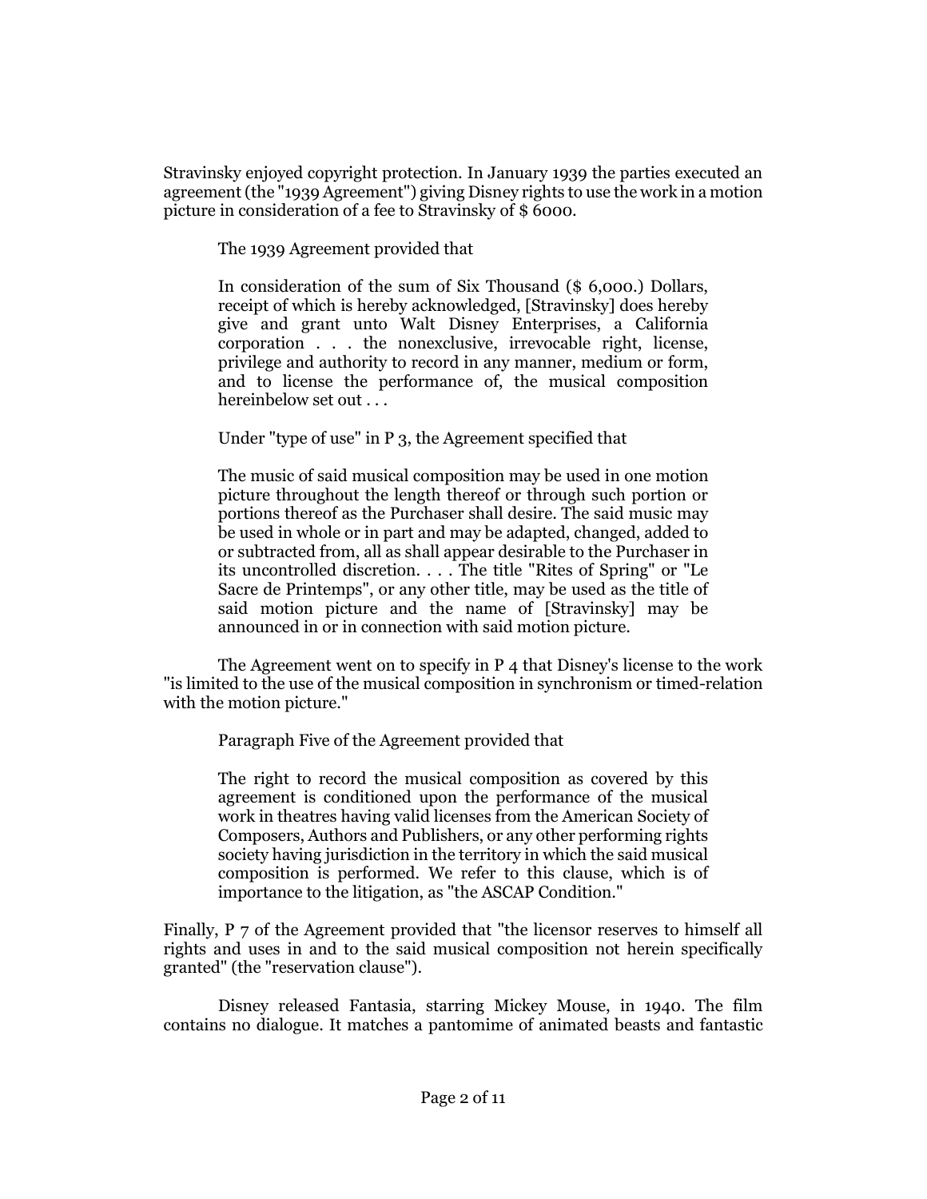Stravinsky enjoyed copyright protection. In January 1939 the parties executed an agreement (the "1939 Agreement") giving Disney rights to use the work in a motion picture in consideration of a fee to Stravinsky of $ 6000.

The 1939 Agreement provided that

> In consideration of the sum of Six Thousand ($ 6,000.) Dollars, receipt of which is hereby acknowledged, [Stravinsky] does hereby give and grant unto Walt Disney Enterprises, a California corporation . . . the nonexclusive, irrevocable right, license, privilege and authority to record in any manner, medium or form, and to license the performance of, the musical composition hereinbelow set out . . .

Under "type of use" in P 3, the Agreement specified that

> The music of said musical composition may be used in one motion picture throughout the length thereof or through such portion or portions thereof as the Purchaser shall desire. The said music may be used in whole or in part and may be adapted, changed, added to or subtracted from, all as shall appear desirable to the Purchaser in its uncontrolled discretion. . . . The title "Rites of Spring" or "Le Sacre de Printemps", or any other title, may be used as the title of said motion picture and the name of [Stravinsky] may be announced in or in connection with said motion picture.

The Agreement went on to specify in P 4 that Disney's license to the work "is limited to the use of the musical composition in synchronism or timed-relation with the motion picture."

Paragraph Five of the Agreement provided that

> The right to record the musical composition as covered by this agreement is conditioned upon the performance of the musical work in theatres having valid licenses from the American Society of Composers, Authors and Publishers, or any other performing rights society having jurisdiction in the territory in which the said musical composition is performed. We refer to this clause, which is of importance to the litigation, as "the ASCAP Condition."

Finally, P 7 of the Agreement provided that "the licensor reserves to himself all rights and uses in and to the said musical composition not herein specifically granted" (the "reservation clause").

Disney released Fantasia, starring Mickey Mouse, in 1940. The film contains no dialogue. It matches a pantomime of animated beasts and fantastic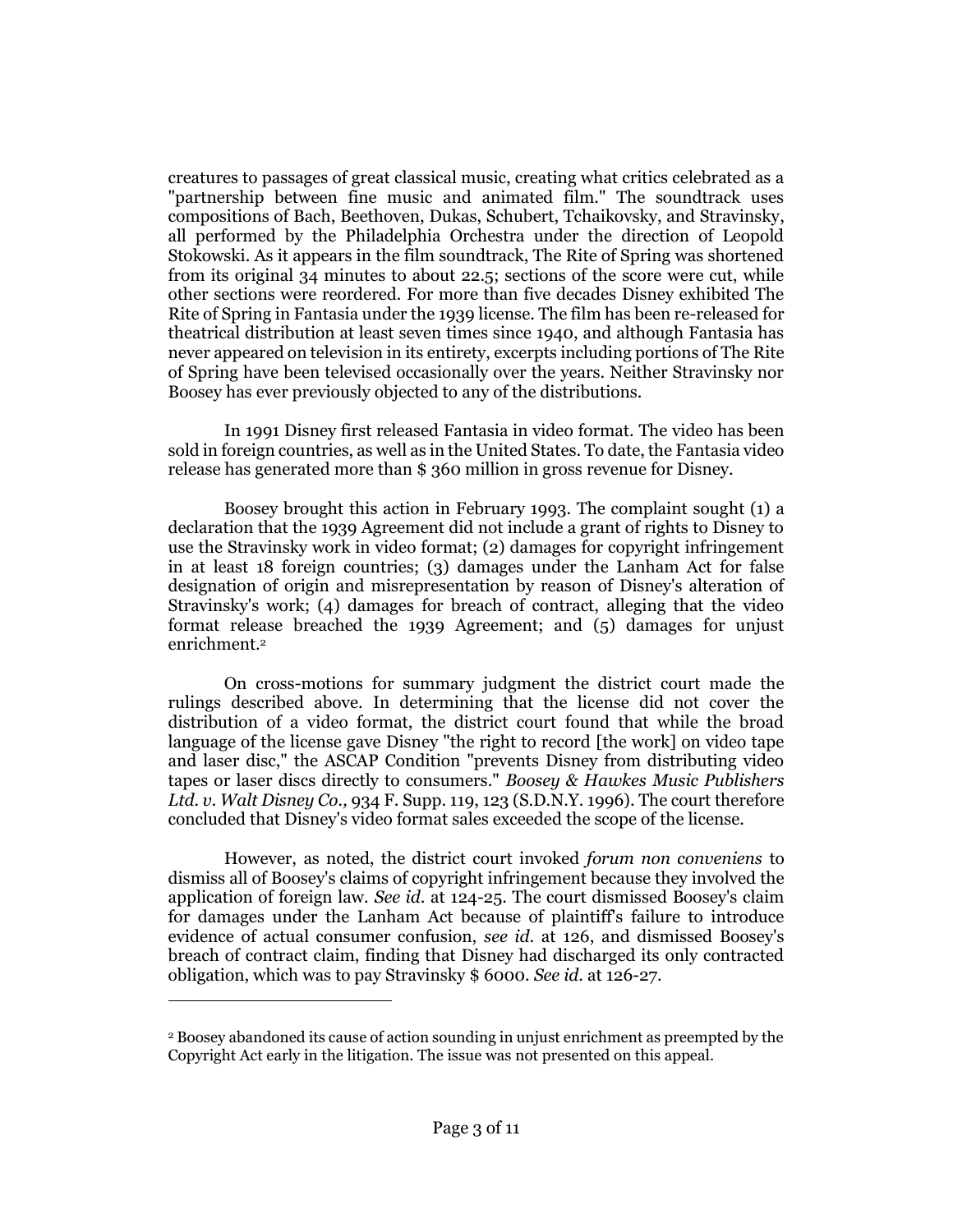creatures to passages of great classical music, creating what critics celebrated as a "partnership between fine music and animated film." The soundtrack uses compositions of Bach, Beethoven, Dukas, Schubert, Tchaikovsky, and Stravinsky, all performed by the Philadelphia Orchestra under the direction of Leopold Stokowski. As it appears in the film soundtrack, The Rite of Spring was shortened from its original 34 minutes to about 22.5; sections of the score were cut, while other sections were reordered. For more than five decades Disney exhibited The Rite of Spring in Fantasia under the 1939 license. The film has been re-released for theatrical distribution at least seven times since 1940, and although Fantasia has never appeared on television in its entirety, excerpts including portions of The Rite of Spring have been televised occasionally over the years. Neither Stravinsky nor Boosey has ever previously objected to any of the distributions.

In 1991 Disney first released Fantasia in video format. The video has been sold in foreign countries, as well as in the United States. To date, the Fantasia video release has generated more than $ 360 million in gross revenue for Disney.

Boosey brought this action in February 1993. The complaint sought (1) a declaration that the 1939 Agreement did not include a grant of rights to Disney to use the Stravinsky work in video format; (2) damages for copyright infringement in at least 18 foreign countries; (3) damages under the Lanham Act for false designation of origin and misrepresentation by reason of Disney's alteration of Stravinsky's work; (4) damages for breach of contract, alleging that the video format release breached the 1939 Agreement; and (5) damages for unjust enrichment.[2]

On cross-motions for summary judgment the district court made the rulings described above. In determining that the license did not cover the distribution of a video format, the district court found that while the broad language of the license gave Disney "the right to record [the work] on video tape and laser disc," the ASCAP Condition "prevents Disney from distributing video tapes or laser discs directly to consumers." *Boosey & Hawkes Music Publishers Ltd. v. Walt Disney Co.,* 934 F. Supp. 119, 123 (S.D.N.Y. 1996). The court therefore concluded that Disney's video format sales exceeded the scope of the license.

However, as noted, the district court invoked *forum non conveniens* to dismiss all of Boosey's claims of copyright infringement because they involved the application of foreign law. *See id.* at 124-25. The court dismissed Boosey's claim for damages under the Lanham Act because of plaintiff's failure to introduce evidence of actual consumer confusion, *see id.* at 126, and dismissed Boosey's breach of contract claim, finding that Disney had discharged its only contracted obligation, which was to pay Stravinsky $ 6000. *See id.* at 126-27.

---

[2] Boosey abandoned its cause of action sounding in unjust enrichment as preempted by the Copyright Act early in the litigation. The issue was not presented on this appeal.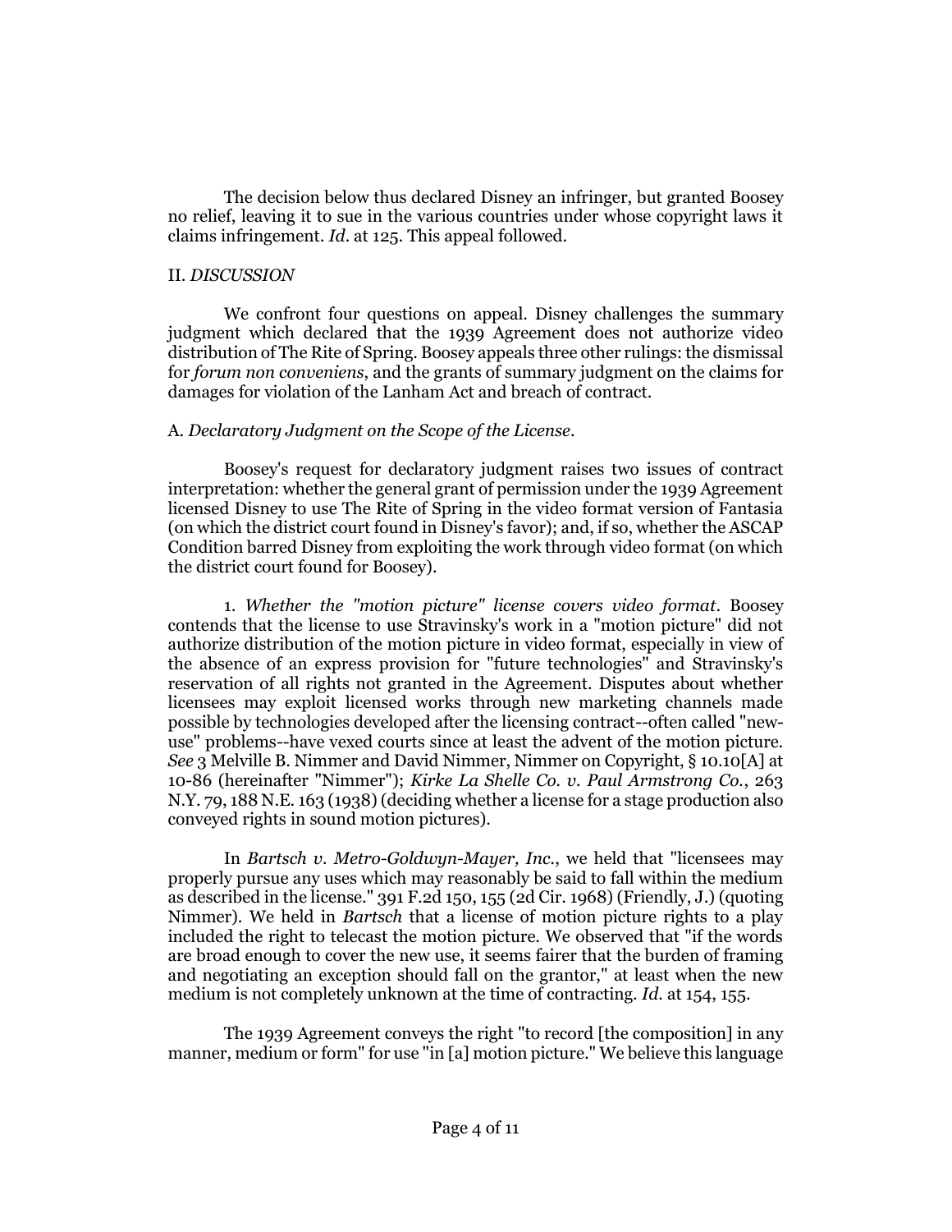The decision below thus declared Disney an infringer, but granted Boosey no relief, leaving it to sue in the various countries under whose copyright laws it claims infringement. *Id.* at 125. This appeal followed.

II. *DISCUSSION*

We confront four questions on appeal. Disney challenges the summary judgment which declared that the 1939 Agreement does not authorize video distribution of The Rite of Spring. Boosey appeals three other rulings: the dismissal for *forum non conveniens*, and the grants of summary judgment on the claims for damages for violation of the Lanham Act and breach of contract.

A. *Declaratory Judgment on the Scope of the License.*

Boosey's request for declaratory judgment raises two issues of contract interpretation: whether the general grant of permission under the 1939 Agreement licensed Disney to use The Rite of Spring in the video format version of Fantasia (on which the district court found in Disney's favor); and, if so, whether the ASCAP Condition barred Disney from exploiting the work through video format (on which the district court found for Boosey).

1. *Whether the "motion picture" license covers video format.* Boosey contends that the license to use Stravinsky's work in a "motion picture" did not authorize distribution of the motion picture in video format, especially in view of the absence of an express provision for "future technologies" and Stravinsky's reservation of all rights not granted in the Agreement. Disputes about whether licensees may exploit licensed works through new marketing channels made possible by technologies developed after the licensing contract--often called "new-use" problems--have vexed courts since at least the advent of the motion picture. *See* 3 Melville B. Nimmer and David Nimmer, Nimmer on Copyright, § 10.10[A] at 10-86 (hereinafter "Nimmer"); *Kirke La Shelle Co. v. Paul Armstrong Co.*, 263 N.Y. 79, 188 N.E. 163 (1938) (deciding whether a license for a stage production also conveyed rights in sound motion pictures).

In *Bartsch v. Metro-Goldwyn-Mayer, Inc.*, we held that "licensees may properly pursue any uses which may reasonably be said to fall within the medium as described in the license." 391 F.2d 150, 155 (2d Cir. 1968) (Friendly, J.) (quoting Nimmer). We held in *Bartsch* that a license of motion picture rights to a play included the right to telecast the motion picture. We observed that "if the words are broad enough to cover the new use, it seems fairer that the burden of framing and negotiating an exception should fall on the grantor," at least when the new medium is not completely unknown at the time of contracting. *Id.* at 154, 155.

The 1939 Agreement conveys the right "to record [the composition] in any manner, medium or form" for use "in [a] motion picture." We believe this language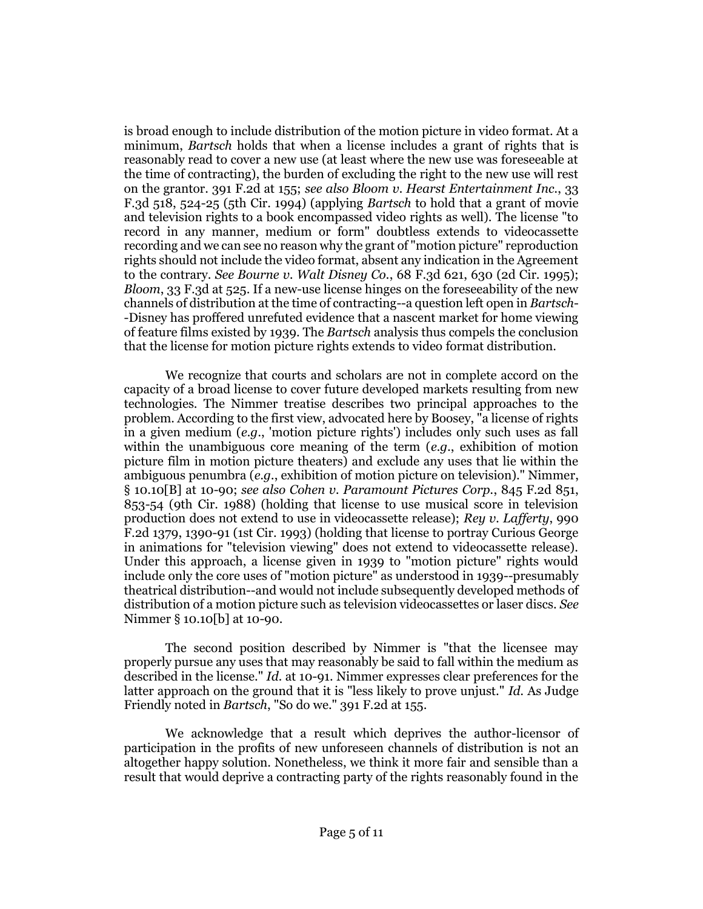is broad enough to include distribution of the motion picture in video format. At a minimum, *Bartsch* holds that when a license includes a grant of rights that is reasonably read to cover a new use (at least where the new use was foreseeable at the time of contracting), the burden of excluding the right to the new use will rest on the grantor. 391 F.2d at 155; *see also Bloom v. Hearst Entertainment Inc.*, 33 F.3d 518, 524-25 (5th Cir. 1994) (applying *Bartsch* to hold that a grant of movie and television rights to a book encompassed video rights as well). The license "to record in any manner, medium or form" doubtless extends to videocassette recording and we can see no reason why the grant of "motion picture" reproduction rights should not include the video format, absent any indication in the Agreement to the contrary. *See Bourne v. Walt Disney Co.*, 68 F.3d 621, 630 (2d Cir. 1995); *Bloom*, 33 F.3d at 525. If a new-use license hinges on the foreseeability of the new channels of distribution at the time of contracting--a question left open in *Bartsch*--Disney has proffered unrefuted evidence that a nascent market for home viewing of feature films existed by 1939. The *Bartsch* analysis thus compels the conclusion that the license for motion picture rights extends to video format distribution.

We recognize that courts and scholars are not in complete accord on the capacity of a broad license to cover future developed markets resulting from new technologies. The Nimmer treatise describes two principal approaches to the problem. According to the first view, advocated here by Boosey, "a license of rights in a given medium (*e.g.*, 'motion picture rights') includes only such uses as fall within the unambiguous core meaning of the term (*e.g.*, exhibition of motion picture film in motion picture theaters) and exclude any uses that lie within the ambiguous penumbra (*e.g.*, exhibition of motion picture on television)." Nimmer, § 10.10[B] at 10-90; *see also Cohen v. Paramount Pictures Corp.*, 845 F.2d 851, 853-54 (9th Cir. 1988) (holding that license to use musical score in television production does not extend to use in videocassette release); *Rey v. Lafferty*, 990 F.2d 1379, 1390-91 (1st Cir. 1993) (holding that license to portray Curious George in animations for "television viewing" does not extend to videocassette release). Under this approach, a license given in 1939 to "motion picture" rights would include only the core uses of "motion picture" as understood in 1939--presumably theatrical distribution--and would not include subsequently developed methods of distribution of a motion picture such as television videocassettes or laser discs. *See* Nimmer § 10.10[b] at 10-90.

The second position described by Nimmer is "that the licensee may properly pursue any uses that may reasonably be said to fall within the medium as described in the license." *Id.* at 10-91. Nimmer expresses clear preferences for the latter approach on the ground that it is "less likely to prove unjust." *Id.* As Judge Friendly noted in *Bartsch*, "So do we." 391 F.2d at 155.

We acknowledge that a result which deprives the author-licensor of participation in the profits of new unforeseen channels of distribution is not an altogether happy solution. Nonetheless, we think it more fair and sensible than a result that would deprive a contracting party of the rights reasonably found in the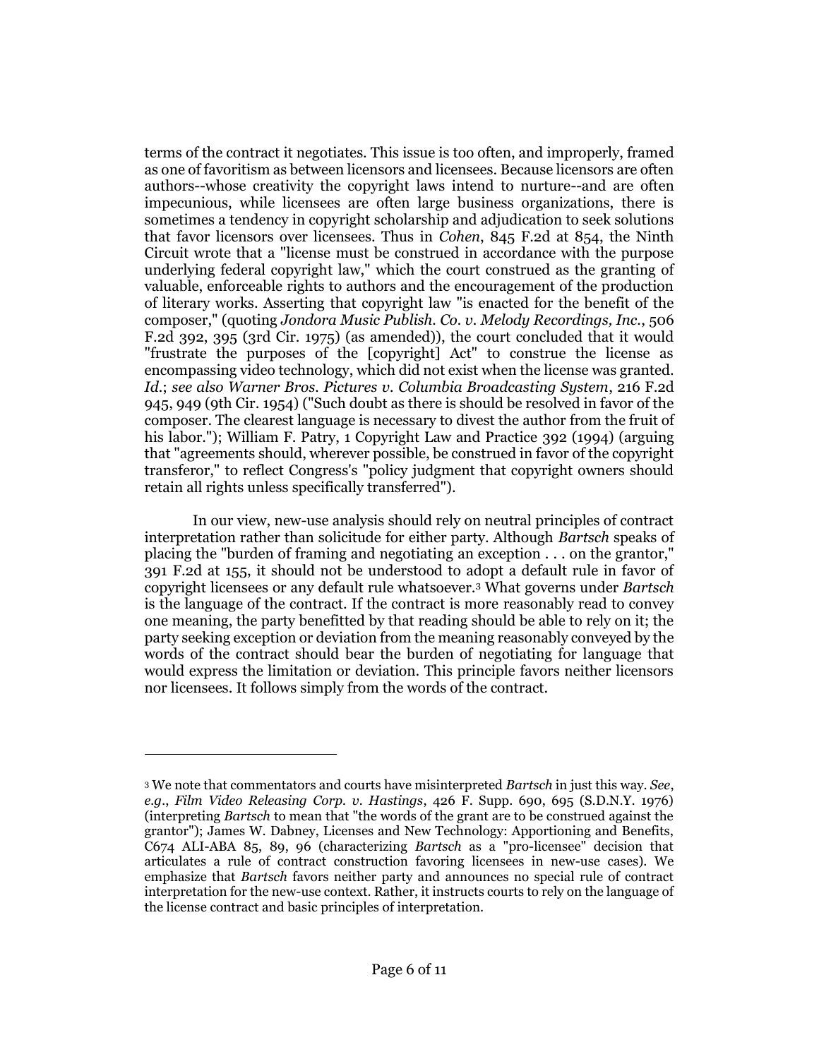terms of the contract it negotiates. This issue is too often, and improperly, framed as one of favoritism as between licensors and licensees. Because licensors are often authors--whose creativity the copyright laws intend to nurture--and are often impecunious, while licensees are often large business organizations, there is sometimes a tendency in copyright scholarship and adjudication to seek solutions that favor licensors over licensees. Thus in *Cohen*, 845 F.2d at 854, the Ninth Circuit wrote that a "license must be construed in accordance with the purpose underlying federal copyright law," which the court construed as the granting of valuable, enforceable rights to authors and the encouragement of the production of literary works. Asserting that copyright law "is enacted for the benefit of the composer," (quoting *Jondora Music Publish. Co. v. Melody Recordings, Inc.*, 506 F.2d 392, 395 (3rd Cir. 1975) (as amended)), the court concluded that it would "frustrate the purposes of the [copyright] Act" to construe the license as encompassing video technology, which did not exist when the license was granted. *Id.*; *see also Warner Bros. Pictures v. Columbia Broadcasting System*, 216 F.2d 945, 949 (9th Cir. 1954) ("Such doubt as there is should be resolved in favor of the composer. The clearest language is necessary to divest the author from the fruit of his labor."); William F. Patry, 1 Copyright Law and Practice 392 (1994) (arguing that "agreements should, wherever possible, be construed in favor of the copyright transferor," to reflect Congress's "policy judgment that copyright owners should retain all rights unless specifically transferred").

In our view, new-use analysis should rely on neutral principles of contract interpretation rather than solicitude for either party. Although *Bartsch* speaks of placing the "burden of framing and negotiating an exception . . . on the grantor," 391 F.2d at 155, it should not be understood to adopt a default rule in favor of copyright licensees or any default rule whatsoever.[3] What governs under *Bartsch* is the language of the contract. If the contract is more reasonably read to convey one meaning, the party benefitted by that reading should be able to rely on it; the party seeking exception or deviation from the meaning reasonably conveyed by the words of the contract should bear the burden of negotiating for language that would express the limitation or deviation. This principle favors neither licensors nor licensees. It follows simply from the words of the contract.

---

[3] We note that commentators and courts have misinterpreted *Bartsch* in just this way. *See*, *e.g.*, *Film Video Releasing Corp. v. Hastings*, 426 F. Supp. 690, 695 (S.D.N.Y. 1976) (interpreting *Bartsch* to mean that "the words of the grant are to be construed against the grantor"); James W. Dabney, Licenses and New Technology: Apportioning and Benefits, C674 ALI-ABA 85, 89, 96 (characterizing *Bartsch* as a "pro-licensee" decision that articulates a rule of contract construction favoring licensees in new-use cases). We emphasize that *Bartsch* favors neither party and announces no special rule of contract interpretation for the new-use context. Rather, it instructs courts to rely on the language of the license contract and basic principles of interpretation.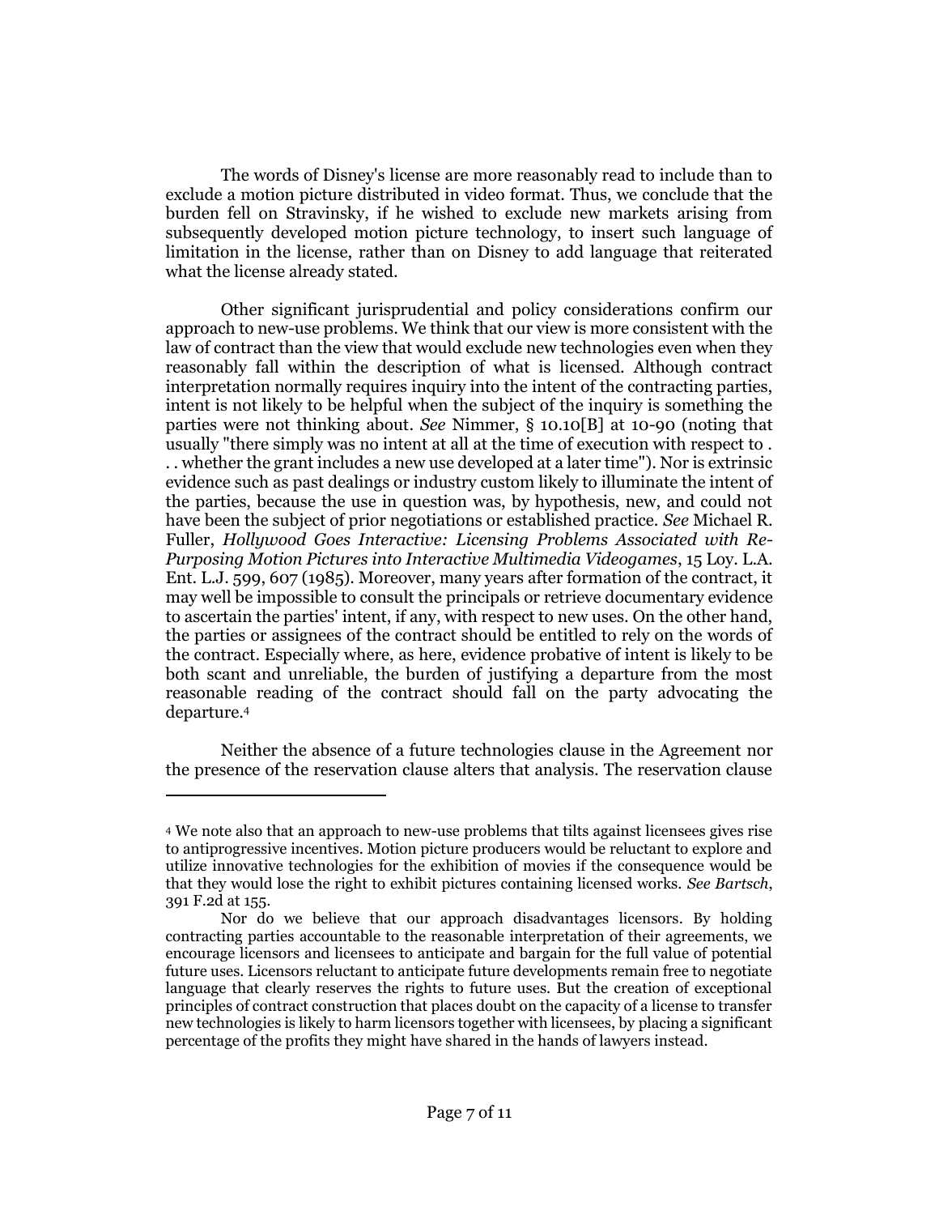The words of Disney's license are more reasonably read to include than to exclude a motion picture distributed in video format. Thus, we conclude that the burden fell on Stravinsky, if he wished to exclude new markets arising from subsequently developed motion picture technology, to insert such language of limitation in the license, rather than on Disney to add language that reiterated what the license already stated.

Other significant jurisprudential and policy considerations confirm our approach to new-use problems. We think that our view is more consistent with the law of contract than the view that would exclude new technologies even when they reasonably fall within the description of what is licensed. Although contract interpretation normally requires inquiry into the intent of the contracting parties, intent is not likely to be helpful when the subject of the inquiry is something the parties were not thinking about. *See* Nimmer, § 10.10[B] at 10-90 (noting that usually "there simply was no intent at all at the time of execution with respect to . . . whether the grant includes a new use developed at a later time"). Nor is extrinsic evidence such as past dealings or industry custom likely to illuminate the intent of the parties, because the use in question was, by hypothesis, new, and could not have been the subject of prior negotiations or established practice. *See* Michael R. Fuller, *Hollywood Goes Interactive: Licensing Problems Associated with Re-Purposing Motion Pictures into Interactive Multimedia Videogames*, 15 Loy. L.A. Ent. L.J. 599, 607 (1985). Moreover, many years after formation of the contract, it may well be impossible to consult the principals or retrieve documentary evidence to ascertain the parties' intent, if any, with respect to new uses. On the other hand, the parties or assignees of the contract should be entitled to rely on the words of the contract. Especially where, as here, evidence probative of intent is likely to be both scant and unreliable, the burden of justifying a departure from the most reasonable reading of the contract should fall on the party advocating the departure.[4]

Neither the absence of a future technologies clause in the Agreement nor the presence of the reservation clause alters that analysis. The reservation clause

---

[4] We note also that an approach to new-use problems that tilts against licensees gives rise to antiprogressive incentives. Motion picture producers would be reluctant to explore and utilize innovative technologies for the exhibition of movies if the consequence would be that they would lose the right to exhibit pictures containing licensed works. *See Bartsch*, 391 F.2d at 155.

Nor do we believe that our approach disadvantages licensors. By holding contracting parties accountable to the reasonable interpretation of their agreements, we encourage licensors and licensees to anticipate and bargain for the full value of potential future uses. Licensors reluctant to anticipate future developments remain free to negotiate language that clearly reserves the rights to future uses. But the creation of exceptional principles of contract construction that places doubt on the capacity of a license to transfer new technologies is likely to harm licensors together with licensees, by placing a significant percentage of the profits they might have shared in the hands of lawyers instead.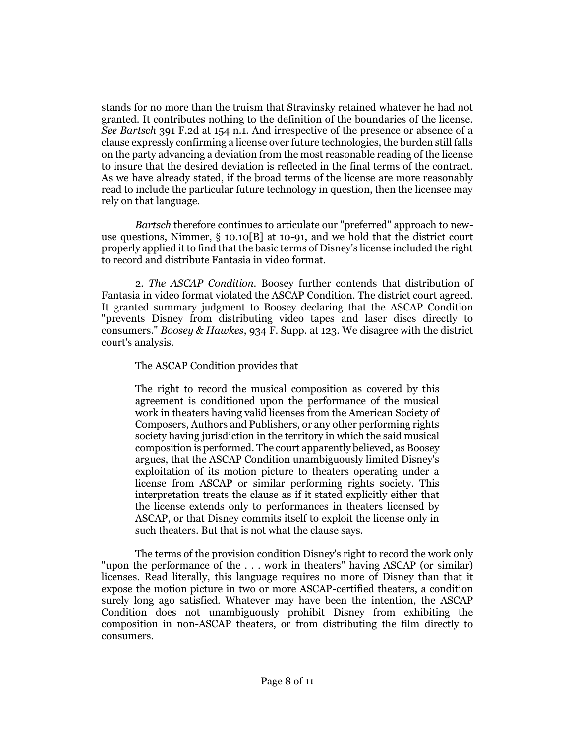stands for no more than the truism that Stravinsky retained whatever he had not granted. It contributes nothing to the definition of the boundaries of the license. *See Bartsch* 391 F.2d at 154 n.1. And irrespective of the presence or absence of a clause expressly confirming a license over future technologies, the burden still falls on the party advancing a deviation from the most reasonable reading of the license to insure that the desired deviation is reflected in the final terms of the contract. As we have already stated, if the broad terms of the license are more reasonably read to include the particular future technology in question, then the licensee may rely on that language.

*Bartsch* therefore continues to articulate our "preferred" approach to new-use questions, Nimmer, § 10.10[B] at 10-91, and we hold that the district court properly applied it to find that the basic terms of Disney's license included the right to record and distribute Fantasia in video format.

2. *The ASCAP Condition*. Boosey further contends that distribution of Fantasia in video format violated the ASCAP Condition. The district court agreed. It granted summary judgment to Boosey declaring that the ASCAP Condition "prevents Disney from distributing video tapes and laser discs directly to consumers." *Boosey & Hawkes*, 934 F. Supp. at 123. We disagree with the district court's analysis.

The ASCAP Condition provides that

> The right to record the musical composition as covered by this agreement is conditioned upon the performance of the musical work in theaters having valid licenses from the American Society of Composers, Authors and Publishers, or any other performing rights society having jurisdiction in the territory in which the said musical composition is performed. The court apparently believed, as Boosey argues, that the ASCAP Condition unambiguously limited Disney's exploitation of its motion picture to theaters operating under a license from ASCAP or similar performing rights society. This interpretation treats the clause as if it stated explicitly either that the license extends only to performances in theaters licensed by ASCAP, or that Disney commits itself to exploit the license only in such theaters. But that is not what the clause says.

The terms of the provision condition Disney's right to record the work only "upon the performance of the . . . work in theaters" having ASCAP (or similar) licenses. Read literally, this language requires no more of Disney than that it expose the motion picture in two or more ASCAP-certified theaters, a condition surely long ago satisfied. Whatever may have been the intention, the ASCAP Condition does not unambiguously prohibit Disney from exhibiting the composition in non-ASCAP theaters, or from distributing the film directly to consumers.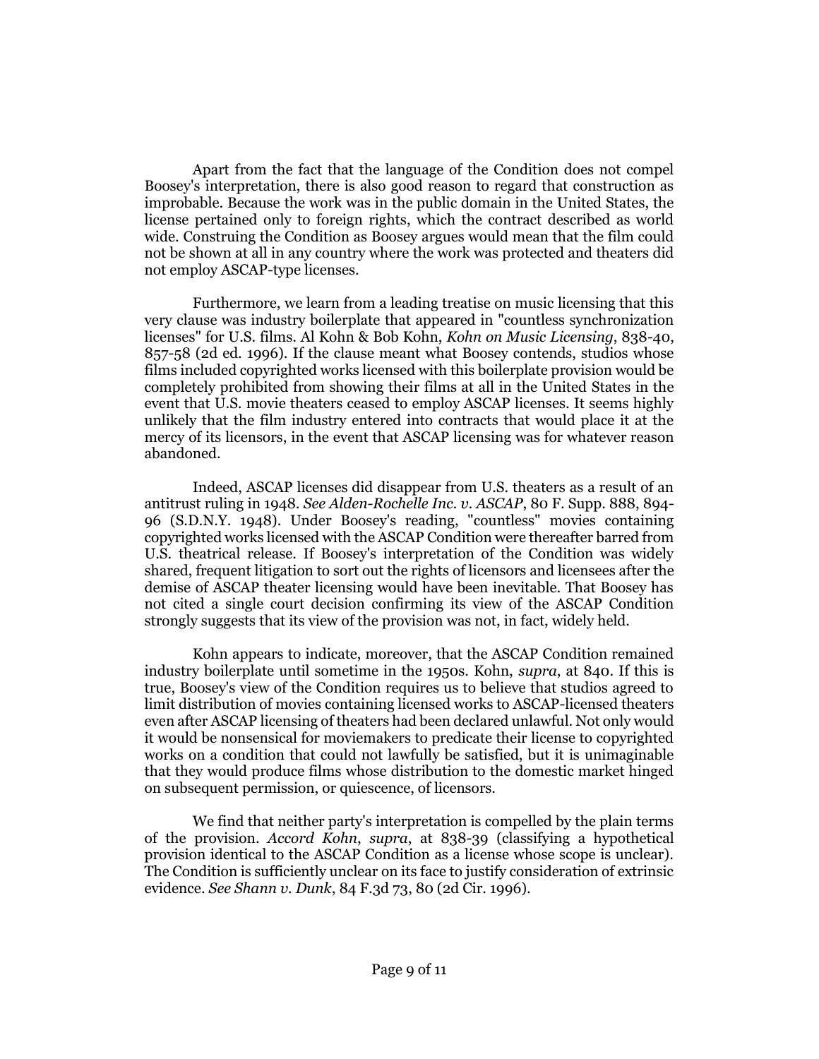Apart from the fact that the language of the Condition does not compel Boosey's interpretation, there is also good reason to regard that construction as improbable. Because the work was in the public domain in the United States, the license pertained only to foreign rights, which the contract described as world wide. Construing the Condition as Boosey argues would mean that the film could not be shown at all in any country where the work was protected and theaters did not employ ASCAP-type licenses.

Furthermore, we learn from a leading treatise on music licensing that this very clause was industry boilerplate that appeared in "countless synchronization licenses" for U.S. films. Al Kohn & Bob Kohn, *Kohn on Music Licensing*, 838-40, 857-58 (2d ed. 1996). If the clause meant what Boosey contends, studios whose films included copyrighted works licensed with this boilerplate provision would be completely prohibited from showing their films at all in the United States in the event that U.S. movie theaters ceased to employ ASCAP licenses. It seems highly unlikely that the film industry entered into contracts that would place it at the mercy of its licensors, in the event that ASCAP licensing was for whatever reason abandoned.

Indeed, ASCAP licenses did disappear from U.S. theaters as a result of an antitrust ruling in 1948. *See Alden-Rochelle Inc. v. ASCAP*, 80 F. Supp. 888, 894-96 (S.D.N.Y. 1948). Under Boosey's reading, "countless" movies containing copyrighted works licensed with the ASCAP Condition were thereafter barred from U.S. theatrical release. If Boosey's interpretation of the Condition was widely shared, frequent litigation to sort out the rights of licensors and licensees after the demise of ASCAP theater licensing would have been inevitable. That Boosey has not cited a single court decision confirming its view of the ASCAP Condition strongly suggests that its view of the provision was not, in fact, widely held.

Kohn appears to indicate, moreover, that the ASCAP Condition remained industry boilerplate until sometime in the 1950s. Kohn, *supra*, at 840. If this is true, Boosey's view of the Condition requires us to believe that studios agreed to limit distribution of movies containing licensed works to ASCAP-licensed theaters even after ASCAP licensing of theaters had been declared unlawful. Not only would it would be nonsensical for moviemakers to predicate their license to copyrighted works on a condition that could not lawfully be satisfied, but it is unimaginable that they would produce films whose distribution to the domestic market hinged on subsequent permission, or quiescence, of licensors.

We find that neither party's interpretation is compelled by the plain terms of the provision. *Accord Kohn*, *supra*, at 838-39 (classifying a hypothetical provision identical to the ASCAP Condition as a license whose scope is unclear). The Condition is sufficiently unclear on its face to justify consideration of extrinsic evidence. *See Shann v. Dunk*, 84 F.3d 73, 80 (2d Cir. 1996).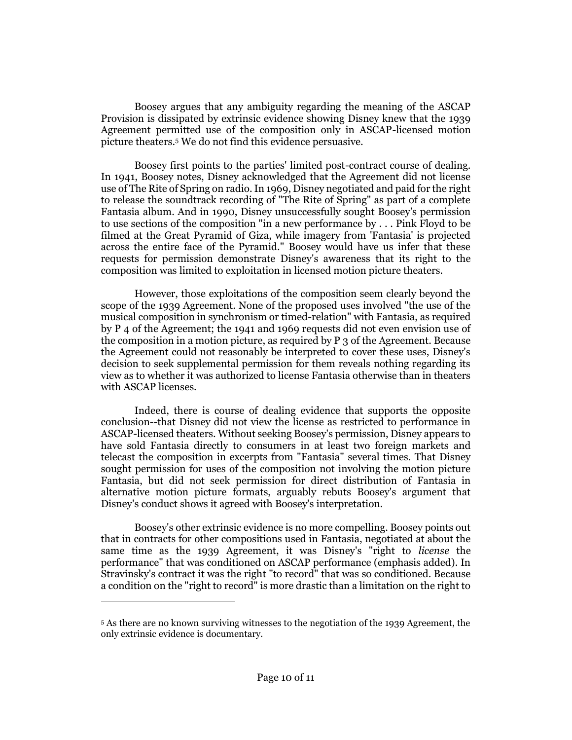Boosey argues that any ambiguity regarding the meaning of the ASCAP Provision is dissipated by extrinsic evidence showing Disney knew that the 1939 Agreement permitted use of the composition only in ASCAP-licensed motion picture theaters.[5] We do not find this evidence persuasive.

Boosey first points to the parties' limited post-contract course of dealing. In 1941, Boosey notes, Disney acknowledged that the Agreement did not license use of The Rite of Spring on radio. In 1969, Disney negotiated and paid for the right to release the soundtrack recording of "The Rite of Spring" as part of a complete Fantasia album. And in 1990, Disney unsuccessfully sought Boosey's permission to use sections of the composition "in a new performance by . . . Pink Floyd to be filmed at the Great Pyramid of Giza, while imagery from 'Fantasia' is projected across the entire face of the Pyramid." Boosey would have us infer that these requests for permission demonstrate Disney's awareness that its right to the composition was limited to exploitation in licensed motion picture theaters.

However, those exploitations of the composition seem clearly beyond the scope of the 1939 Agreement. None of the proposed uses involved "the use of the musical composition in synchronism or timed-relation" with Fantasia, as required by P 4 of the Agreement; the 1941 and 1969 requests did not even envision use of the composition in a motion picture, as required by P 3 of the Agreement. Because the Agreement could not reasonably be interpreted to cover these uses, Disney's decision to seek supplemental permission for them reveals nothing regarding its view as to whether it was authorized to license Fantasia otherwise than in theaters with ASCAP licenses.

Indeed, there is course of dealing evidence that supports the opposite conclusion--that Disney did not view the license as restricted to performance in ASCAP-licensed theaters. Without seeking Boosey's permission, Disney appears to have sold Fantasia directly to consumers in at least two foreign markets and telecast the composition in excerpts from "Fantasia" several times. That Disney sought permission for uses of the composition not involving the motion picture Fantasia, but did not seek permission for direct distribution of Fantasia in alternative motion picture formats, arguably rebuts Boosey's argument that Disney's conduct shows it agreed with Boosey's interpretation.

Boosey's other extrinsic evidence is no more compelling. Boosey points out that in contracts for other compositions used in Fantasia, negotiated at about the same time as the 1939 Agreement, it was Disney's "right to *license* the performance" that was conditioned on ASCAP performance (emphasis added). In Stravinsky's contract it was the right "to record" that was so conditioned. Because a condition on the "right to record" is more drastic than a limitation on the right to

[5] As there are no known surviving witnesses to the negotiation of the 1939 Agreement, the only extrinsic evidence is documentary.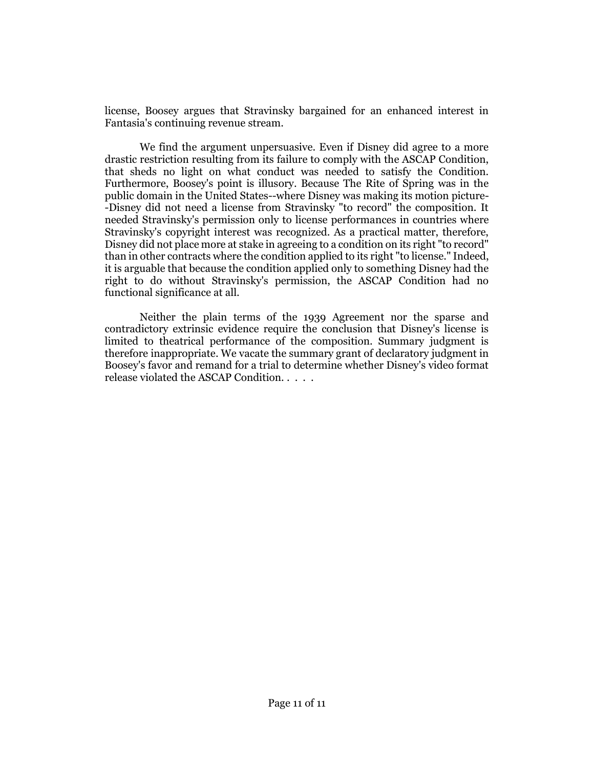license, Boosey argues that Stravinsky bargained for an enhanced interest in Fantasia's continuing revenue stream.

We find the argument unpersuasive. Even if Disney did agree to a more drastic restriction resulting from its failure to comply with the ASCAP Condition, that sheds no light on what conduct was needed to satisfy the Condition. Furthermore, Boosey's point is illusory. Because The Rite of Spring was in the public domain in the United States--where Disney was making its motion picture--Disney did not need a license from Stravinsky "to record" the composition. It needed Stravinsky's permission only to license performances in countries where Stravinsky's copyright interest was recognized. As a practical matter, therefore, Disney did not place more at stake in agreeing to a condition on its right "to record" than in other contracts where the condition applied to its right "to license." Indeed, it is arguable that because the condition applied only to something Disney had the right to do without Stravinsky's permission, the ASCAP Condition had no functional significance at all.

Neither the plain terms of the 1939 Agreement nor the sparse and contradictory extrinsic evidence require the conclusion that Disney's license is limited to theatrical performance of the composition. Summary judgment is therefore inappropriate. We vacate the summary grant of declaratory judgment in Boosey's favor and remand for a trial to determine whether Disney's video format release violated the ASCAP Condition. . . . .